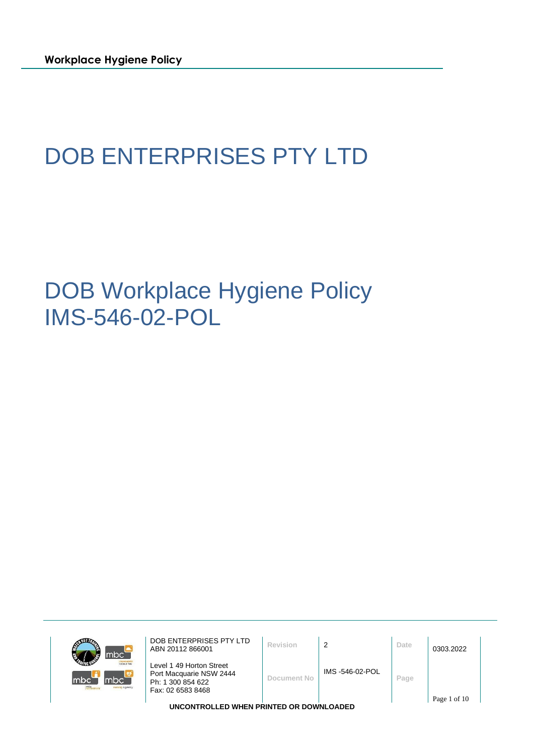# DOB ENTERPRISES PTY LTD

# DOB Workplace Hygiene Policy IMS-546-02-POL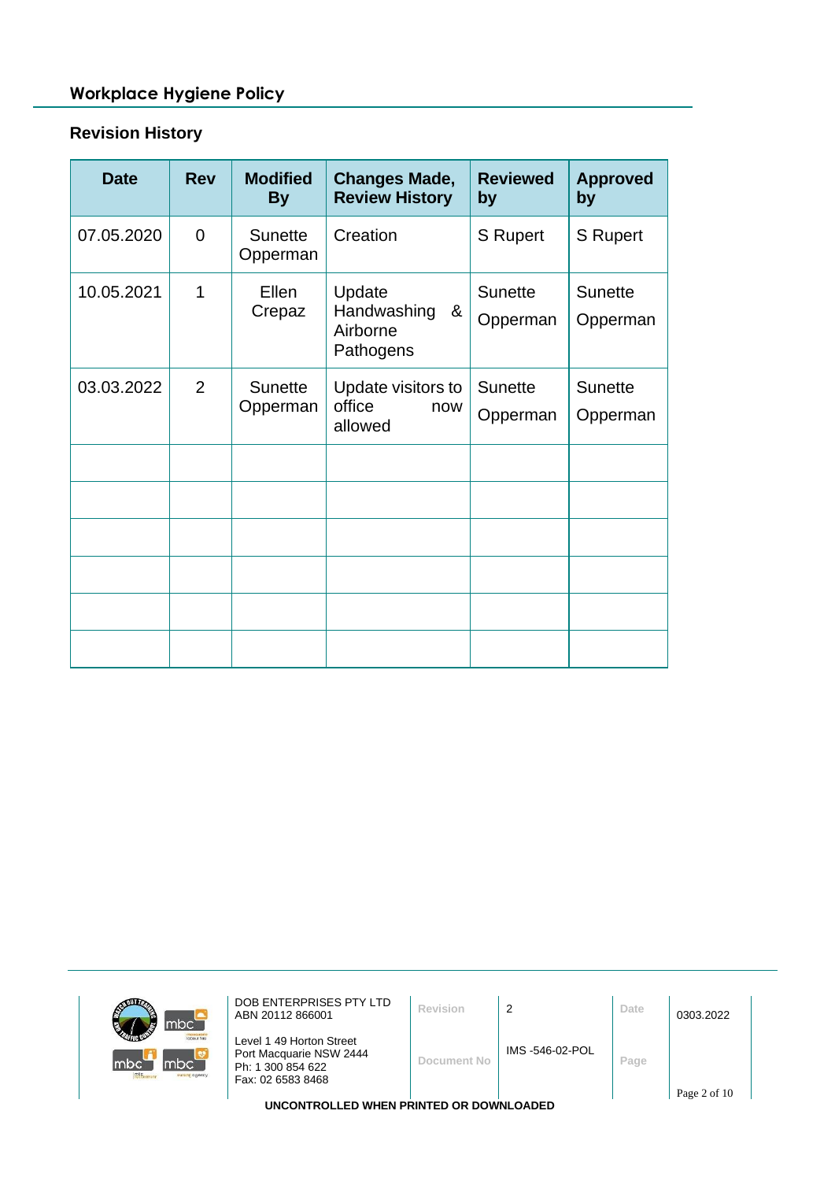## Revision History

| Date | Rev | Modified By | Changes Made, Review History | Reviewed by | Approved by |
|---|---|---|---|---|---|
| 07.05.2020 | 0 | Sunette Opperman | Creation | S Rupert | S Rupert |
| 10.05.2021 | 1 | Ellen Crepaz | Update Handwashing & Airborne Pathogens | Sunette Opperman | Sunette Opperman |
| 03.03.2022 | 2 | Sunette Opperman | Update visitors to office now allowed | Sunette Opperman | Sunette Opperman |
| | | | | | |
| | | | | | |
| | | | | | |
| | | | | | |
| | | | | | |
| | | | | | |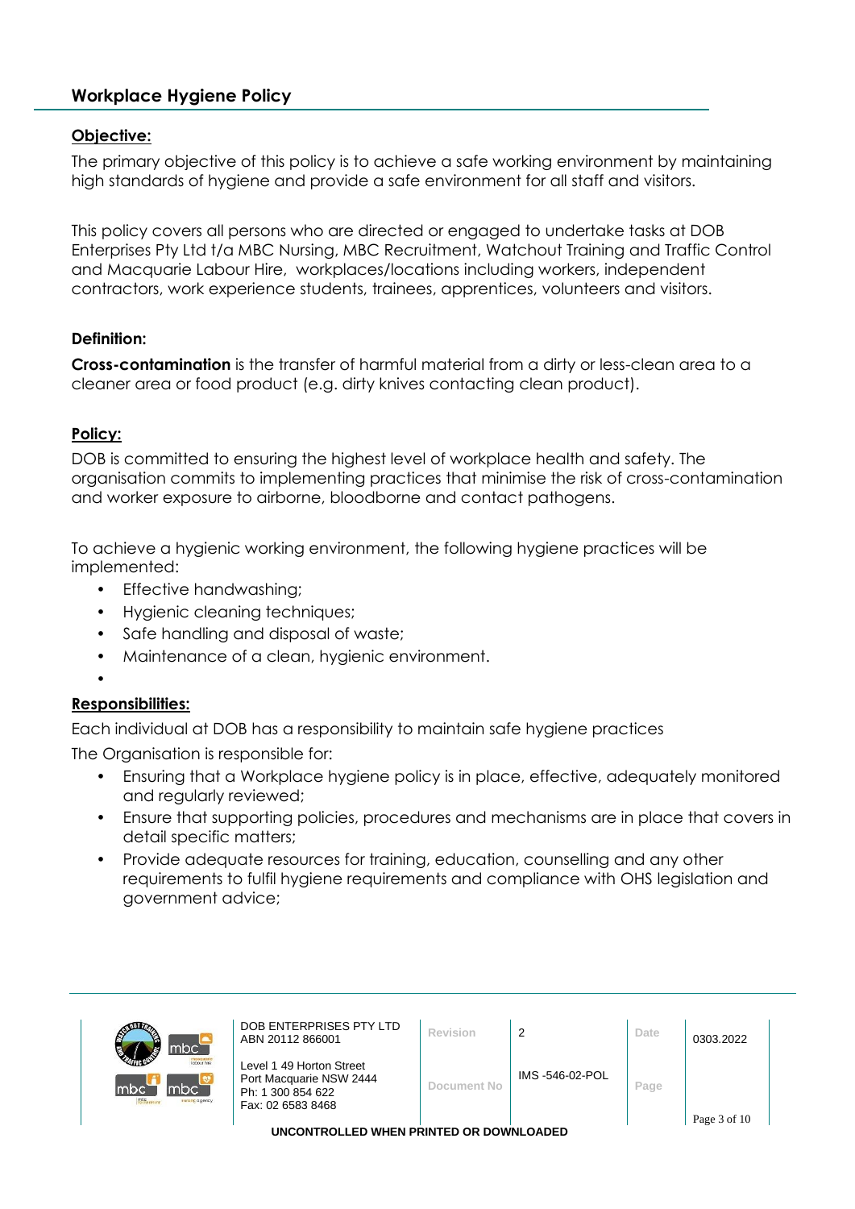## Workplace Hygiene Policy

### Objective:

The primary objective of this policy is to achieve a safe working environment by maintaining high standards of hygiene and provide a safe environment for all staff and visitors.

This policy covers all persons who are directed or engaged to undertake tasks at DOB Enterprises Pty Ltd t/a MBC Nursing, MBC Recruitment, Watchout Training and Traffic Control and Macquarie Labour Hire, workplaces/locations including workers, independent contractors, work experience students, trainees, apprentices, volunteers and visitors.

### Definition:

**Cross-contamination** is the transfer of harmful material from a dirty or less-clean area to a cleaner area or food product (e.g. dirty knives contacting clean product).

### Policy:

DOB is committed to ensuring the highest level of workplace health and safety. The organisation commits to implementing practices that minimise the risk of cross-contamination and worker exposure to airborne, bloodborne and contact pathogens.

To achieve a hygienic working environment, the following hygiene practices will be implemented:

- Effective handwashing;
- Hygienic cleaning techniques;
- Safe handling and disposal of waste;
- Maintenance of a clean, hygienic environment.

### Responsibilities:

Each individual at DOB has a responsibility to maintain safe hygiene practices

The Organisation is responsible for:

- Ensuring that a Workplace hygiene policy is in place, effective, adequately monitored and regularly reviewed;
- Ensure that supporting policies, procedures and mechanisms are in place that covers in detail specific matters;
- Provide adequate resources for training, education, counselling and any other requirements to fulfil hygiene requirements and compliance with OHS legislation and government advice;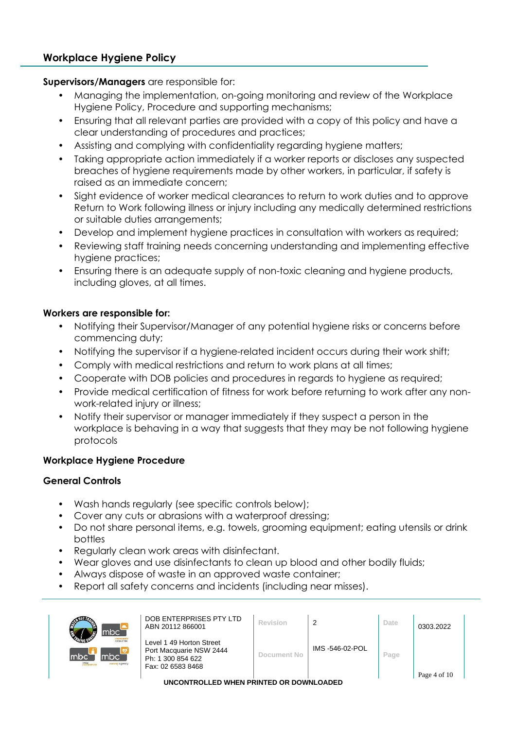## Workplace Hygiene Policy

**Supervisors/Managers** are responsible for:

- Managing the implementation, on-going monitoring and review of the Workplace Hygiene Policy, Procedure and supporting mechanisms;
- Ensuring that all relevant parties are provided with a copy of this policy and have a clear understanding of procedures and practices;
- Assisting and complying with confidentiality regarding hygiene matters;
- Taking appropriate action immediately if a worker reports or discloses any suspected breaches of hygiene requirements made by other workers, in particular, if safety is raised as an immediate concern;
- Sight evidence of worker medical clearances to return to work duties and to approve Return to Work following illness or injury including any medically determined restrictions or suitable duties arrangements;
- Develop and implement hygiene practices in consultation with workers as required;
- Reviewing staff training needs concerning understanding and implementing effective hygiene practices;
- Ensuring there is an adequate supply of non-toxic cleaning and hygiene products, including gloves, at all times.

**Workers are responsible for:**

- Notifying their Supervisor/Manager of any potential hygiene risks or concerns before commencing duty;
- Notifying the supervisor if a hygiene-related incident occurs during their work shift;
- Comply with medical restrictions and return to work plans at all times;
- Cooperate with DOB policies and procedures in regards to hygiene as required;
- Provide medical certification of fitness for work before returning to work after any non-work-related injury or illness;
- Notify their supervisor or manager immediately if they suspect a person in the workplace is behaving in a way that suggests that they may be not following hygiene protocols

### Workplace Hygiene Procedure

### General Controls

- Wash hands regularly (see specific controls below);
- Cover any cuts or abrasions with a waterproof dressing;
- Do not share personal items, e.g. towels, grooming equipment; eating utensils or drink bottles
- Regularly clean work areas with disinfectant.
- Wear gloves and use disinfectants to clean up blood and other bodily fluids;
- Always dispose of waste in an approved waste container;
- Report all safety concerns and incidents (including near misses).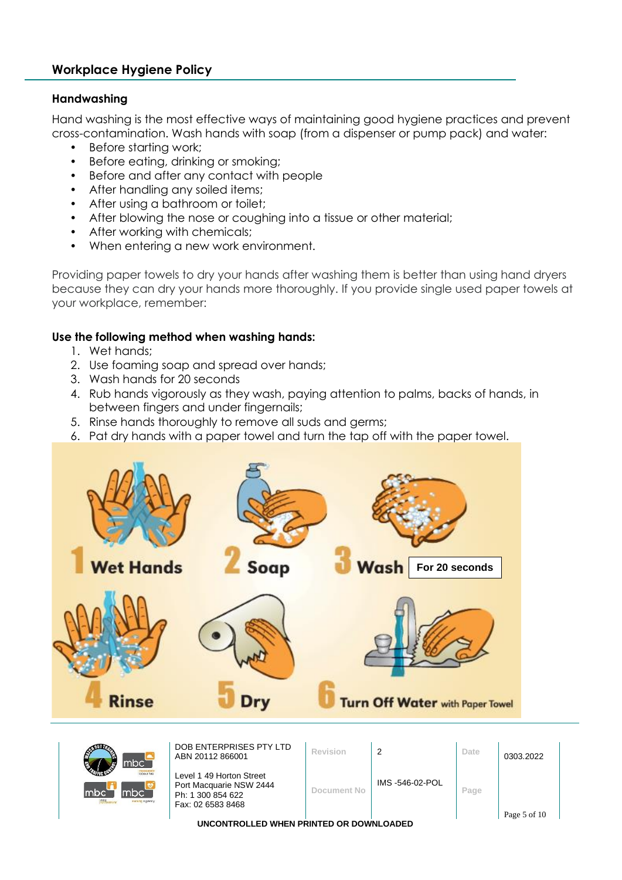## Workplace Hygiene Policy

### Handwashing

Hand washing is the most effective ways of maintaining good hygiene practices and prevent cross-contamination. Wash hands with soap (from a dispenser or pump pack) and water:

- Before starting work;
- Before eating, drinking or smoking;
- Before and after any contact with people
- After handling any soiled items;
- After using a bathroom or toilet;
- After blowing the nose or coughing into a tissue or other material;
- After working with chemicals;
- When entering a new work environment.

Providing paper towels to dry your hands after washing them is better than using hand dryers because they can dry your hands more thoroughly. If you provide single used paper towels at your workplace, remember:

**Use the following method when washing hands:**

1. Wet hands;
2. Use foaming soap and spread over hands;
3. Wash hands for 20 seconds
4. Rub hands vigorously as they wash, paying attention to palms, backs of hands, in between fingers and under fingernails;
5. Rinse hands thoroughly to remove all suds and germs;
6. Pat dry hands with a paper towel and turn the tap off with the paper towel.

1 Wet Hands
2 Soap
3 Wash For 20 seconds
4 Rinse
5 Dry
6 Turn Off Water with Paper Towel

| DOB ENTERPRISES PTY LTD<br>ABN 20112 866001<br><br>Level 1 49 Horton Street<br>Port Macquarie NSW 2444<br>Ph: 1 300 854 622<br>Fax: 02 6583 8468 | Revision | 2 | Date | 0303.2022 |
|---|---|---|---|---|
| | Document No | IMS -546-02-POL | Page | |

UNCONTROLLED WHEN PRINTED OR DOWNLOADED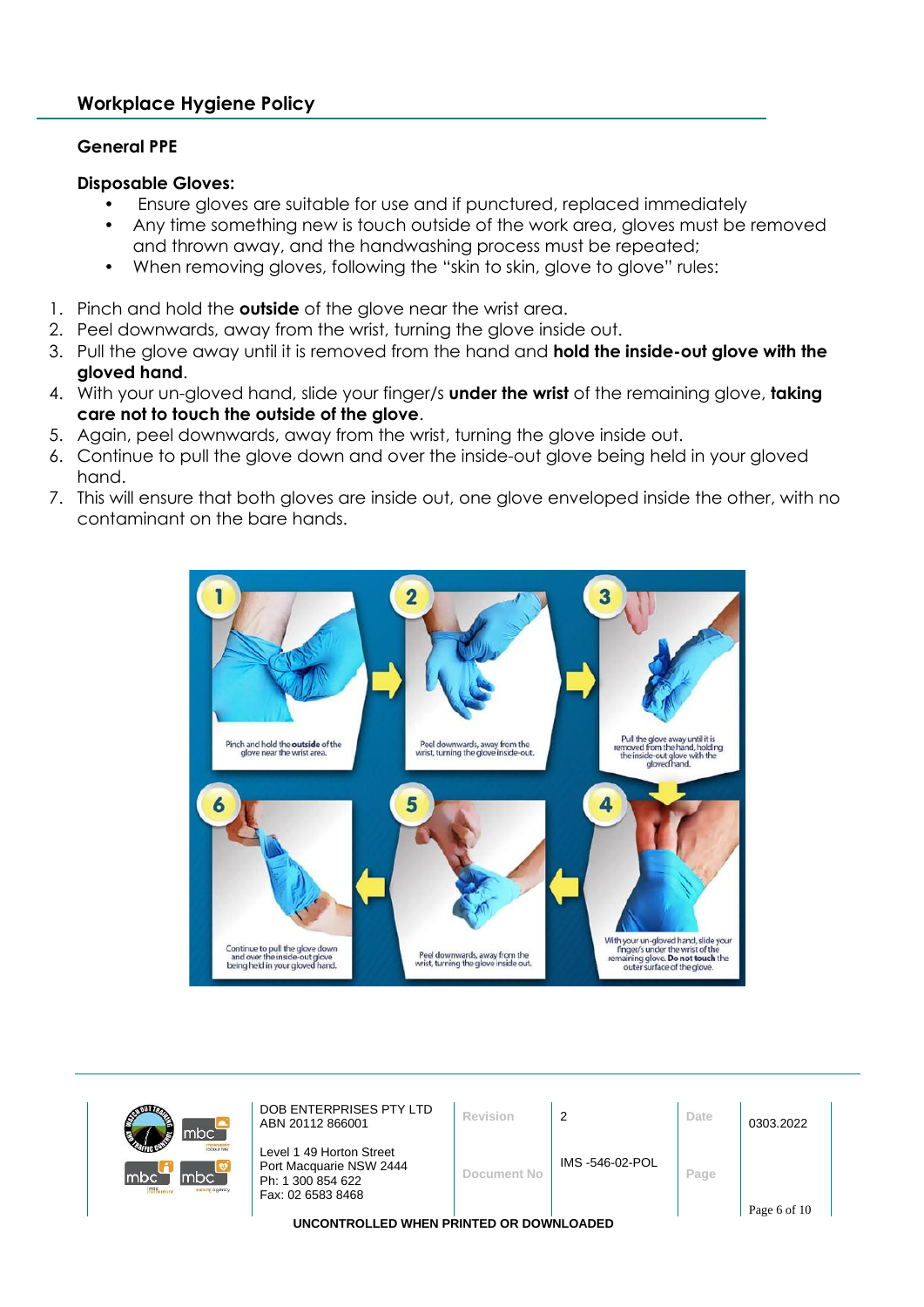## Workplace Hygiene Policy

### General PPE

**Disposable Gloves:**

- Ensure gloves are suitable for use and if punctured, replaced immediately
- Any time something new is touch outside of the work area, gloves must be removed and thrown away, and the handwashing process must be repeated;
- When removing gloves, following the "skin to skin, glove to glove" rules:

1. Pinch and hold the **outside** of the glove near the wrist area.
2. Peel downwards, away from the wrist, turning the glove inside out.
3. Pull the glove away until it is removed from the hand and **hold the inside-out glove with the gloved hand**.
4. With your un-gloved hand, slide your finger/s **under the wrist** of the remaining glove, **taking care not to touch the outside of the glove**.
5. Again, peel downwards, away from the wrist, turning the glove inside out.
6. Continue to pull the glove down and over the inside-out glove being held in your gloved hand.
7. This will ensure that both gloves are inside out, one glove enveloped inside the other, with no contaminant on the bare hands.

1 Pinch and hold the **outside** of the glove near the wrist area.

2 Peel downwards, away from the wrist, turning the glove inside-out.

3 Pull the glove away until it is removed from the hand, holding the inside-out glove with the gloved hand.

4 With your un-gloved hand, slide your finger/s under the wrist of the remaining glove. **Do not touch** the outer surface of the glove.

5 Peel downwards, away from the wrist, turning the glove inside out.

6 Continue to pull the glove down and over the inside-out glove being held in your gloved hand.

| DOB ENTERPRISES PTY LTD ABN 20112 866001 | Revision | 2 | Date | 0303.2022 |
|---|---|---|---|---|
| Level 1 49 Horton Street Port Macquarie NSW 2444 Ph: 1 300 854 622 Fax: 02 6583 8468 | Document No | IMS -546-02-POL | Page | |

**UNCONTROLLED WHEN PRINTED OR DOWNLOADED**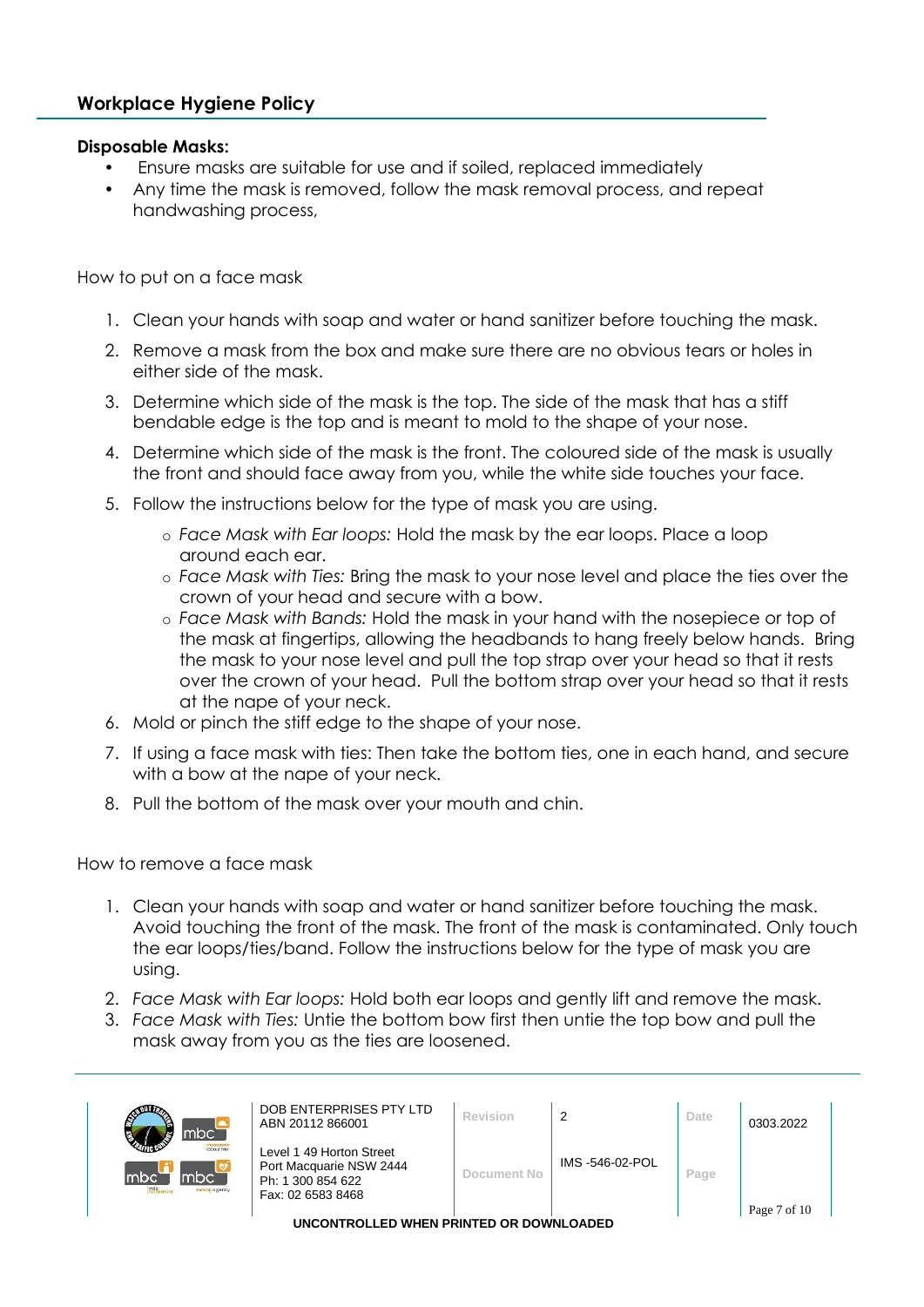## Workplace Hygiene Policy

**Disposable Masks:**

- Ensure masks are suitable for use and if soiled, replaced immediately
- Any time the mask is removed, follow the mask removal process, and repeat handwashing process,

How to put on a face mask

1. Clean your hands with soap and water or hand sanitizer before touching the mask.
2. Remove a mask from the box and make sure there are no obvious tears or holes in either side of the mask.
3. Determine which side of the mask is the top. The side of the mask that has a stiff bendable edge is the top and is meant to mold to the shape of your nose.
4. Determine which side of the mask is the front. The coloured side of the mask is usually the front and should face away from you, while the white side touches your face.
5. Follow the instructions below for the type of mask you are using.
   - *Face Mask with Ear loops:* Hold the mask by the ear loops. Place a loop around each ear.
   - *Face Mask with Ties:* Bring the mask to your nose level and place the ties over the crown of your head and secure with a bow.
   - *Face Mask with Bands:* Hold the mask in your hand with the nosepiece or top of the mask at fingertips, allowing the headbands to hang freely below hands. Bring the mask to your nose level and pull the top strap over your head so that it rests over the crown of your head. Pull the bottom strap over your head so that it rests at the nape of your neck.
6. Mold or pinch the stiff edge to the shape of your nose.
7. If using a face mask with ties: Then take the bottom ties, one in each hand, and secure with a bow at the nape of your neck.
8. Pull the bottom of the mask over your mouth and chin.

How to remove a face mask

1. Clean your hands with soap and water or hand sanitizer before touching the mask. Avoid touching the front of the mask. The front of the mask is contaminated. Only touch the ear loops/ties/band. Follow the instructions below for the type of mask you are using.
2. *Face Mask with Ear loops:* Hold both ear loops and gently lift and remove the mask.
3. *Face Mask with Ties:* Untie the bottom bow first then untie the top bow and pull the mask away from you as the ties are loosened.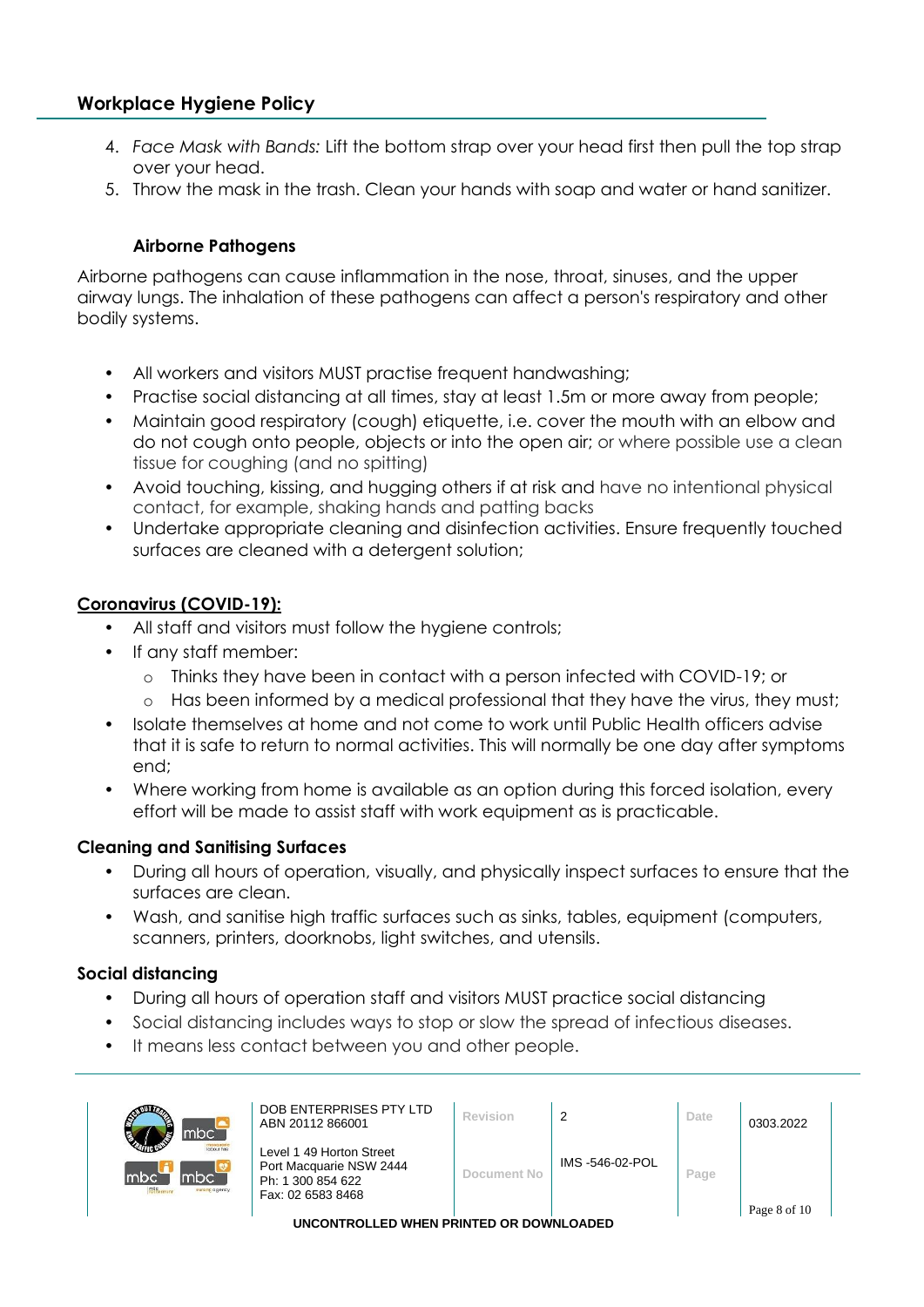4. *Face Mask with Bands:* Lift the bottom strap over your head first then pull the top strap over your head.
5. Throw the mask in the trash. Clean your hands with soap and water or hand sanitizer.

### Airborne Pathogens

Airborne pathogens can cause inflammation in the nose, throat, sinuses, and the upper airway lungs. The inhalation of these pathogens can affect a person's respiratory and other bodily systems.

- All workers and visitors MUST practise frequent handwashing;
- Practise social distancing at all times, stay at least 1.5m or more away from people;
- Maintain good respiratory (cough) etiquette, i.e. cover the mouth with an elbow and do not cough onto people, objects or into the open air; or where possible use a clean tissue for coughing (and no spitting)
- Avoid touching, kissing, and hugging others if at risk and have no intentional physical contact, for example, shaking hands and patting backs
- Undertake appropriate cleaning and disinfection activities. Ensure frequently touched surfaces are cleaned with a detergent solution;

## Coronavirus (COVID-19):

- All staff and visitors must follow the hygiene controls;
- If any staff member:
  - Thinks they have been in contact with a person infected with COVID-19; or
  - Has been informed by a medical professional that they have the virus, they must;
- Isolate themselves at home and not come to work until Public Health officers advise that it is safe to return to normal activities. This will normally be one day after symptoms end;
- Where working from home is available as an option during this forced isolation, every effort will be made to assist staff with work equipment as is practicable.

### Cleaning and Sanitising Surfaces

- During all hours of operation, visually, and physically inspect surfaces to ensure that the surfaces are clean.
- Wash, and sanitise high traffic surfaces such as sinks, tables, equipment (computers, scanners, printers, doorknobs, light switches, and utensils.

### Social distancing

- During all hours of operation staff and visitors MUST practice social distancing
- Social distancing includes ways to stop or slow the spread of infectious diseases.
- It means less contact between you and other people.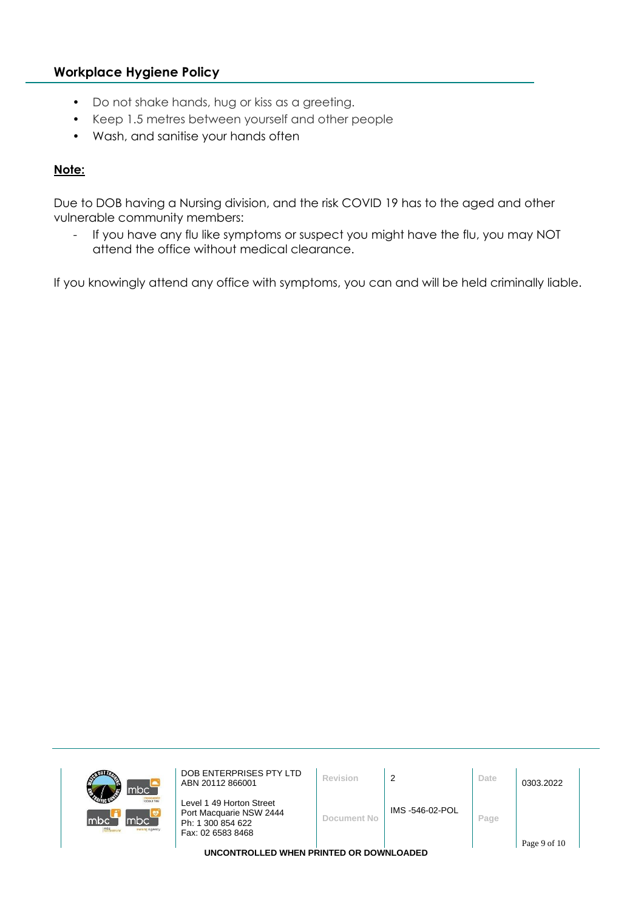## Workplace Hygiene Policy

- Do not shake hands, hug or kiss as a greeting.
- Keep 1.5 metres between yourself and other people
- Wash, and sanitise your hands often

**Note:**

Due to DOB having a Nursing division, and the risk COVID 19 has to the aged and other vulnerable community members:

- If you have any flu like symptoms or suspect you might have the flu, you may NOT attend the office without medical clearance.

If you knowingly attend any office with symptoms, you can and will be held criminally liable.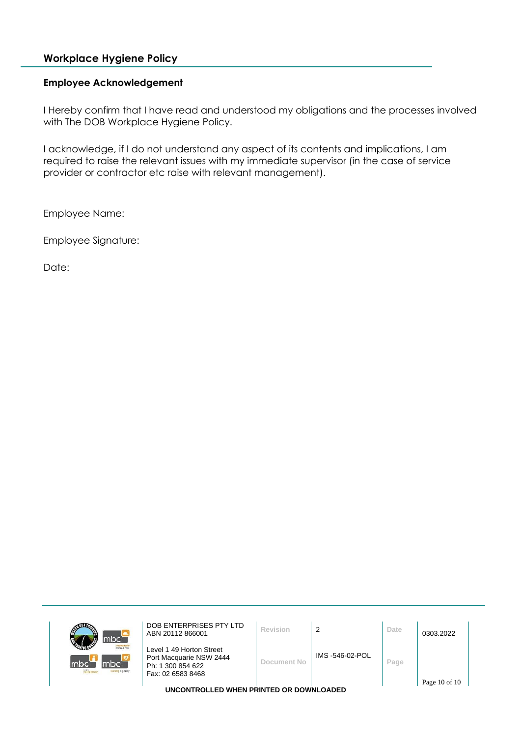## Workplace Hygiene Policy

### Employee Acknowledgement

I Hereby confirm that I have read and understood my obligations and the processes involved with The DOB Workplace Hygiene Policy.

I acknowledge, if I do not understand any aspect of its contents and implications, I am required to raise the relevant issues with my immediate supervisor (in the case of service provider or contractor etc raise with relevant management).

Employee Name:

Employee Signature:

Date: